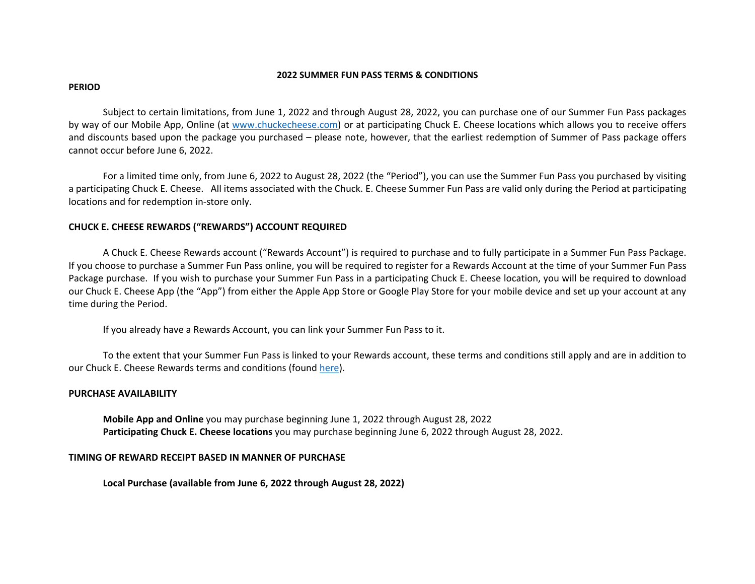# 2022 SUMMER FUN PASS TERMS & CONDITIONS

## PERIOD

Subject to certain limitations, from June 1, 2022 and through August 28, 2022, you can purchase one of our Summer Fun Pass packages by way of our Mobile App, Online (at [www.chuckecheese.com](http://www.chuckecheese.com)) or at participating Chuck E. Cheese locations which allows you to receive offers and discounts based upon the package you purchased – please note, however, that the earliest redemption of Summer of Pass package offers cannot occur before June 6, 2022.

For a limited time only, from June 6, 2022 to August 28, 2022 (the "Period"), you can use the Summer Fun Pass you purchased by visiting a participating Chuck E. Cheese. All items associated with the Chuck. E. Cheese Summer Fun Pass are valid only during the Period at participating locations and for redemption in-store only.

## CHUCK E. CHEESE REWARDS ("REWARDS") ACCOUNT REQUIRED

A Chuck E. Cheese Rewards account ("Rewards Account") is required to purchase and to fully participate in a Summer Fun Pass Package. If you choose to purchase a Summer Fun Pass online, you will be required to register for a Rewards Account at the time of your Summer Fun Pass Package purchase. If you wish to purchase your Summer Fun Pass in a participating Chuck E. Cheese location, you will be required to download our Chuck E. Cheese App (the "App") from either the Apple App Store or Google Play Store for your mobile device and set up your account at any time during the Period.

If you already have a Rewards Account, you can link your Summer Fun Pass to it.

To the extent that your Summer Fun Pass is linked to your Rewards account, these terms and conditions still apply and are in addition to our Chuck E. Cheese Rewards terms and conditions (found here).

## PURCHASE AVAILABILITY

**Mobile App and Online** you may purchase beginning June 1, 2022 through August 28, 2022
**Participating Chuck E. Cheese locations** you may purchase beginning June 6, 2022 through August 28, 2022.

## TIMING OF REWARD RECEIPT BASED IN MANNER OF PURCHASE

**Local Purchase (available from June 6, 2022 through August 28, 2022)**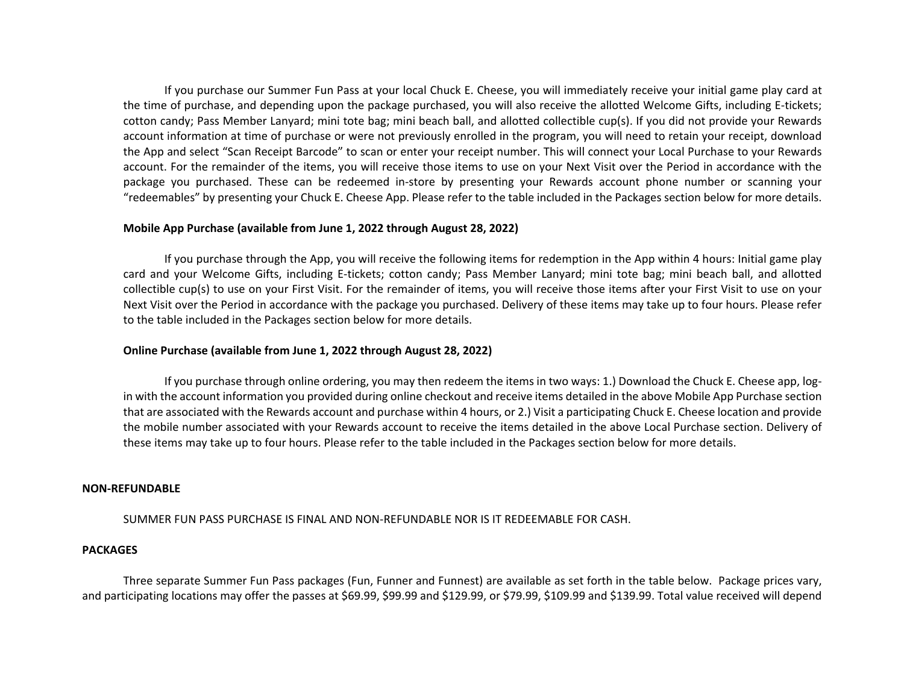If you purchase our Summer Fun Pass at your local Chuck E. Cheese, you will immediately receive your initial game play card at the time of purchase, and depending upon the package purchased, you will also receive the allotted Welcome Gifts, including E-tickets; cotton candy; Pass Member Lanyard; mini tote bag; mini beach ball, and allotted collectible cup(s). If you did not provide your Rewards account information at time of purchase or were not previously enrolled in the program, you will need to retain your receipt, download the App and select "Scan Receipt Barcode" to scan or enter your receipt number. This will connect your Local Purchase to your Rewards account. For the remainder of the items, you will receive those items to use on your Next Visit over the Period in accordance with the package you purchased. These can be redeemed in-store by presenting your Rewards account phone number or scanning your "redeemables" by presenting your Chuck E. Cheese App. Please refer to the table included in the Packages section below for more details.

**Mobile App Purchase (available from June 1, 2022 through August 28, 2022)**

If you purchase through the App, you will receive the following items for redemption in the App within 4 hours: Initial game play card and your Welcome Gifts, including E-tickets; cotton candy; Pass Member Lanyard; mini tote bag; mini beach ball, and allotted collectible cup(s) to use on your First Visit. For the remainder of items, you will receive those items after your First Visit to use on your Next Visit over the Period in accordance with the package you purchased. Delivery of these items may take up to four hours. Please refer to the table included in the Packages section below for more details.

**Online Purchase (available from June 1, 2022 through August 28, 2022)**

If you purchase through online ordering, you may then redeem the items in two ways: 1.) Download the Chuck E. Cheese app, log-in with the account information you provided during online checkout and receive items detailed in the above Mobile App Purchase section that are associated with the Rewards account and purchase within 4 hours, or 2.) Visit a participating Chuck E. Cheese location and provide the mobile number associated with your Rewards account to receive the items detailed in the above Local Purchase section. Delivery of these items may take up to four hours. Please refer to the table included in the Packages section below for more details.

**NON-REFUNDABLE**

SUMMER FUN PASS PURCHASE IS FINAL AND NON-REFUNDABLE NOR IS IT REDEEMABLE FOR CASH.

**PACKAGES**

Three separate Summer Fun Pass packages (Fun, Funner and Funnest) are available as set forth in the table below. Package prices vary, and participating locations may offer the passes at $69.99, $99.99 and $129.99, or $79.99, $109.99 and $139.99. Total value received will depend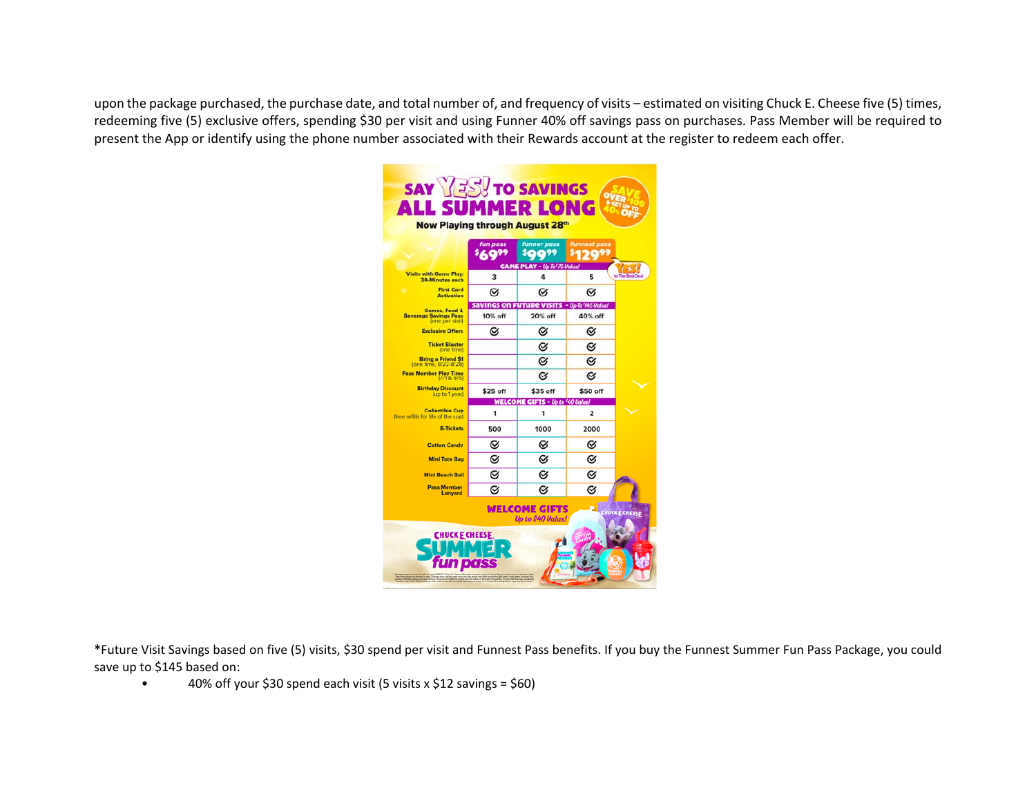upon the package purchased, the purchase date, and total number of, and frequency of visits – estimated on visiting Chuck E. Cheese five (5) times, redeeming five (5) exclusive offers, spending $30 per visit and using Funner 40% off savings pass on purchases. Pass Member will be required to present the App or identify using the phone number associated with their Rewards account at the register to redeem each offer.

## SAY YES! TO SAVINGS ALL SUMMER LONG

**SAVE OVER $100 & GET UP TO 40% OFF**

**Now Playing through August 28th**

| | fun pass $69.99 | funner pass $99.99 | funnest pass $129.99 |
|---|---|---|---|
| **GAME PLAY - Up To $75 Value!** | | | |
| Visits with Game Play: 30-Minutes each | 3 | 4 | 5 |
| First Card Activation | ✓ | ✓ | ✓ |
| **SAVINGS ON FUTURE VISITS - Up To $145 Value!** | | | |
| Games, Food & Beverage Savings Pass (one per visit) | 10% off | 20% off | 40% off |
| Exclusive Offers | ✓ | ✓ | ✓ |
| Ticket Blaster (one time) | | ✓ | ✓ |
| Bring a Friend $1 (one time, 8/22-8/28) | | ✓ | ✓ |
| Pass Member Play Time (7/1 & 8/5) | | ✓ | ✓ |
| Birthday Discount (up to 1 year) | $25 off | $35 off | $50 off |
| **WELCOME GIFTS - Up to $40 Value!** | | | |
| Collectible Cup (free refills for life of the cup) | 1 | 1 | 2 |
| E-Tickets | 500 | 1000 | 2000 |
| Cotton Candy | ✓ | ✓ | ✓ |
| Mini Tote Bag | ✓ | ✓ | ✓ |
| Mini Beach Ball | ✓ | ✓ | ✓ |
| Pass Member Lanyard | ✓ | ✓ | ✓ |

YES! to The Best Deal

**WELCOME GIFTS** *Up to $40 Value!*

CHUCK E. CHEESE. SUMMER fun pass

***Future Visit Savings based on five (5) visits, $30 spend per visit and Funnest Pass benefits. If you buy the Funnest Summer Fun Pass Package, you could save up to $145 based on:**

- 40% off your $30 spend each visit (5 visits x $12 savings = $60)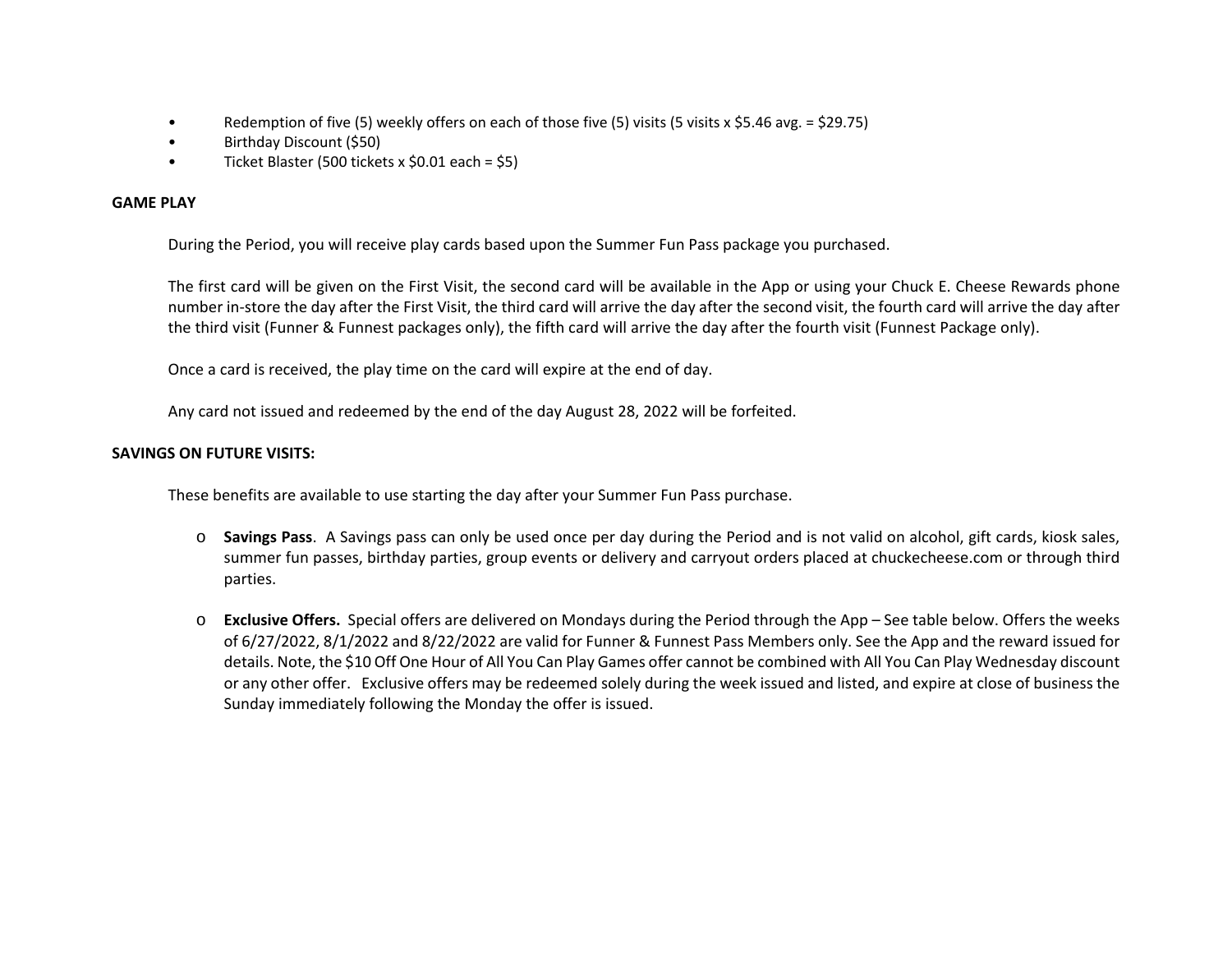- Redemption of five (5) weekly offers on each of those five (5) visits (5 visits x $5.46 avg. = $29.75)
- Birthday Discount ($50)
- Ticket Blaster (500 tickets x $0.01 each = $5)

**GAME PLAY**

During the Period, you will receive play cards based upon the Summer Fun Pass package you purchased.

The first card will be given on the First Visit, the second card will be available in the App or using your Chuck E. Cheese Rewards phone number in-store the day after the First Visit, the third card will arrive the day after the second visit, the fourth card will arrive the day after the third visit (Funner & Funnest packages only), the fifth card will arrive the day after the fourth visit (Funnest Package only).

Once a card is received, the play time on the card will expire at the end of day.

Any card not issued and redeemed by the end of the day August 28, 2022 will be forfeited.

**SAVINGS ON FUTURE VISITS:**

These benefits are available to use starting the day after your Summer Fun Pass purchase.

- **Savings Pass**. A Savings pass can only be used once per day during the Period and is not valid on alcohol, gift cards, kiosk sales, summer fun passes, birthday parties, group events or delivery and carryout orders placed at chuckecheese.com or through third parties.

- **Exclusive Offers.** Special offers are delivered on Mondays during the Period through the App – See table below. Offers the weeks of 6/27/2022, 8/1/2022 and 8/22/2022 are valid for Funner & Funnest Pass Members only. See the App and the reward issued for details. Note, the $10 Off One Hour of All You Can Play Games offer cannot be combined with All You Can Play Wednesday discount or any other offer. Exclusive offers may be redeemed solely during the week issued and listed, and expire at close of business the Sunday immediately following the Monday the offer is issued.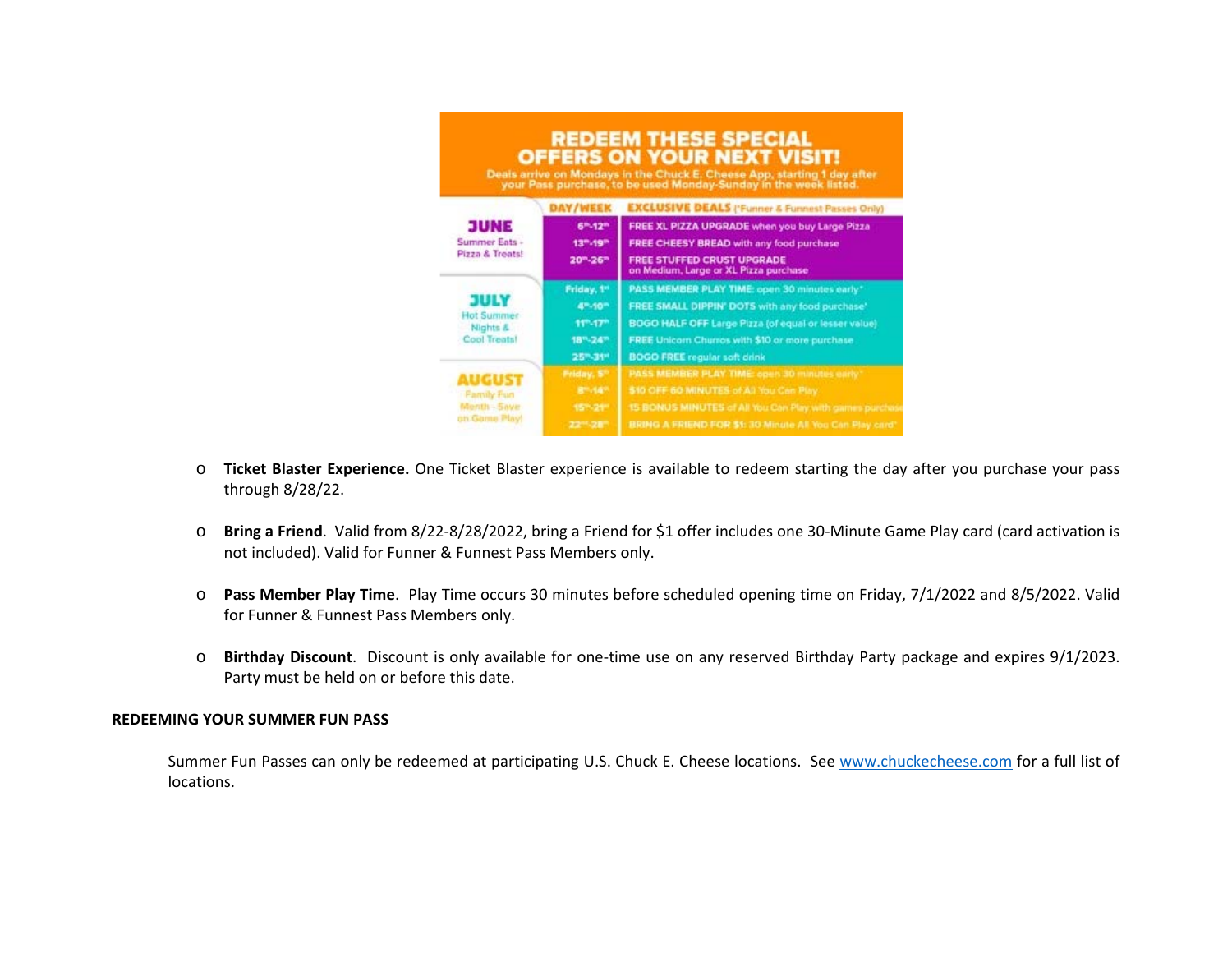# REDEEM THESE SPECIAL OFFERS ON YOUR NEXT VISIT!

Deals arrive on Mondays in the Chuck E. Cheese App, starting 1 day after your Pass purchase, to be used Monday-Sunday in the week listed.

| | DAY/WEEK | EXCLUSIVE DEALS (*Funner & Funnest Passes Only) |
|---|---|---|
| **JUNE** Summer Eats - Pizza & Treats! | 6th-12th | FREE XL PIZZA UPGRADE when you buy Large Pizza |
| | 13th-19th | FREE CHEESY BREAD with any food purchase |
| | 20th-26th | FREE STUFFED CRUST UPGRADE on Medium, Large or XL Pizza purchase |
| **JULY** Hot Summer Nights & Cool Treats! | Friday, 1st | PASS MEMBER PLAY TIME: open 30 minutes early* |
| | 4th-10th | FREE SMALL DIPPIN' DOTS with any food purchase* |
| | 11th-17th | BOGO HALF OFF Large Pizza (of equal or lesser value) |
| | 18th-24th | FREE Unicorn Churros with $10 or more purchase |
| | 25th-31st | BOGO FREE regular soft drink |
| **AUGUST** Family Fun Month - Save on Game Play! | Friday, 5th | PASS MEMBER PLAY TIME: open 30 minutes early* |
| | 8th-14th | $10 OFF 60 MINUTES of All You Can Play |
| | 15th-21st | 15 BONUS MINUTES of All You Can Play with games purchase |
| | 22nd-28th | BRING A FRIEND FOR $1: 30 Minute All You Can Play card* |

- **Ticket Blaster Experience.** One Ticket Blaster experience is available to redeem starting the day after you purchase your pass through 8/28/22.
- **Bring a Friend**. Valid from 8/22-8/28/2022, bring a Friend for $1 offer includes one 30-Minute Game Play card (card activation is not included). Valid for Funner & Funnest Pass Members only.
- **Pass Member Play Time**. Play Time occurs 30 minutes before scheduled opening time on Friday, 7/1/2022 and 8/5/2022. Valid for Funner & Funnest Pass Members only.
- **Birthday Discount**. Discount is only available for one-time use on any reserved Birthday Party package and expires 9/1/2023. Party must be held on or before this date.

**REDEEMING YOUR SUMMER FUN PASS**

Summer Fun Passes can only be redeemed at participating U.S. Chuck E. Cheese locations. See www.chuckecheese.com for a full list of locations.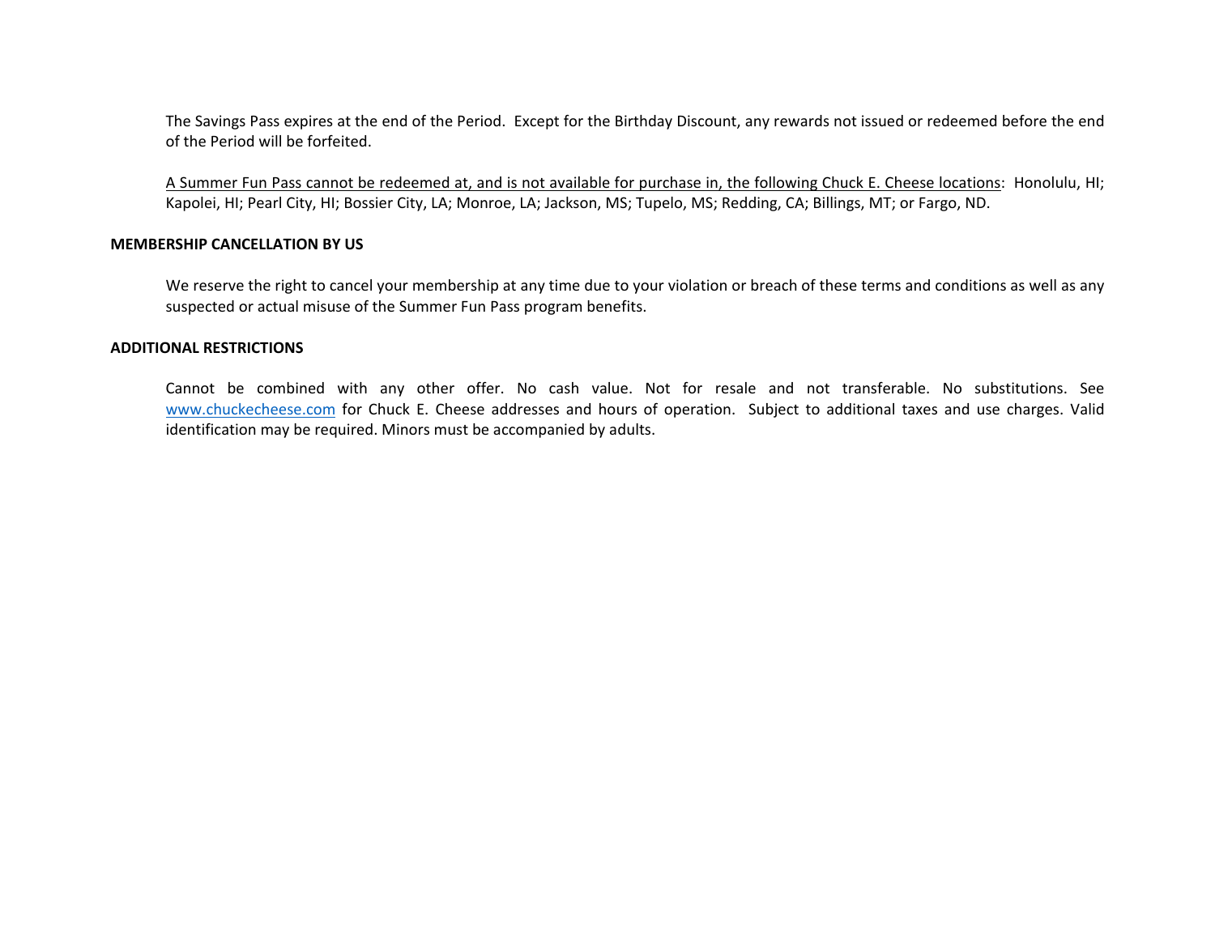The Savings Pass expires at the end of the Period. Except for the Birthday Discount, any rewards not issued or redeemed before the end of the Period will be forfeited.

A Summer Fun Pass cannot be redeemed at, and is not available for purchase in, the following Chuck E. Cheese locations: Honolulu, HI; Kapolei, HI; Pearl City, HI; Bossier City, LA; Monroe, LA; Jackson, MS; Tupelo, MS; Redding, CA; Billings, MT; or Fargo, ND.

**MEMBERSHIP CANCELLATION BY US**

We reserve the right to cancel your membership at any time due to your violation or breach of these terms and conditions as well as any suspected or actual misuse of the Summer Fun Pass program benefits.

**ADDITIONAL RESTRICTIONS**

Cannot be combined with any other offer. No cash value. Not for resale and not transferable. No substitutions. See www.chuckecheese.com for Chuck E. Cheese addresses and hours of operation. Subject to additional taxes and use charges. Valid identification may be required. Minors must be accompanied by adults.